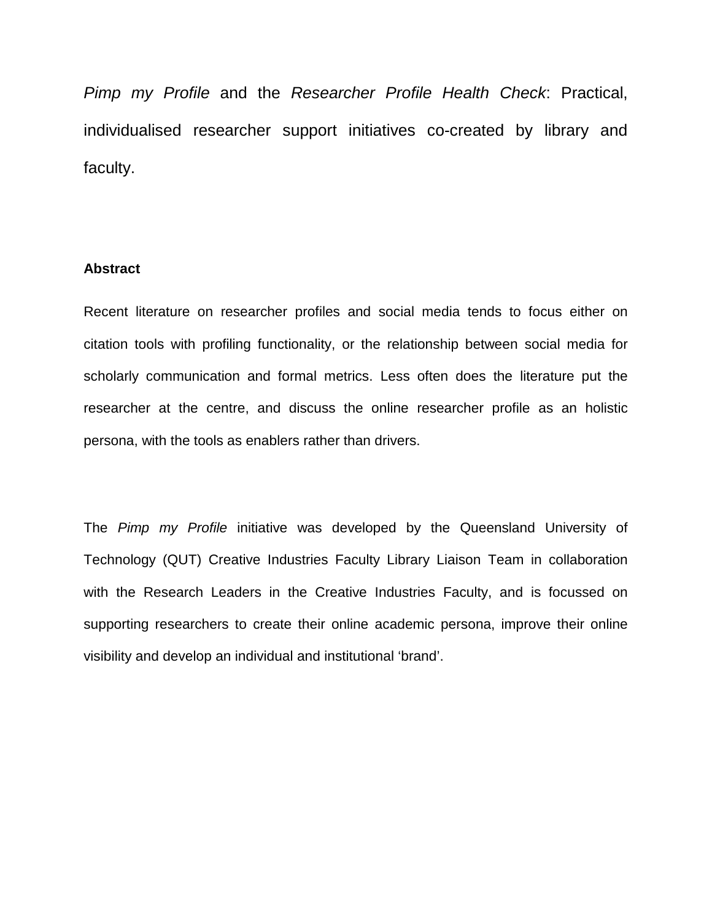# *Pimp my Profile* and the *Researcher Profile Health Check*: Practical, individualised researcher support initiatives co-created by library and faculty.

**Abstract**

Recent literature on researcher profiles and social media tends to focus either on citation tools with profiling functionality, or the relationship between social media for scholarly communication and formal metrics. Less often does the literature put the researcher at the centre, and discuss the online researcher profile as an holistic persona, with the tools as enablers rather than drivers.

The *Pimp my Profile* initiative was developed by the Queensland University of Technology (QUT) Creative Industries Faculty Library Liaison Team in collaboration with the Research Leaders in the Creative Industries Faculty, and is focussed on supporting researchers to create their online academic persona, improve their online visibility and develop an individual and institutional 'brand'.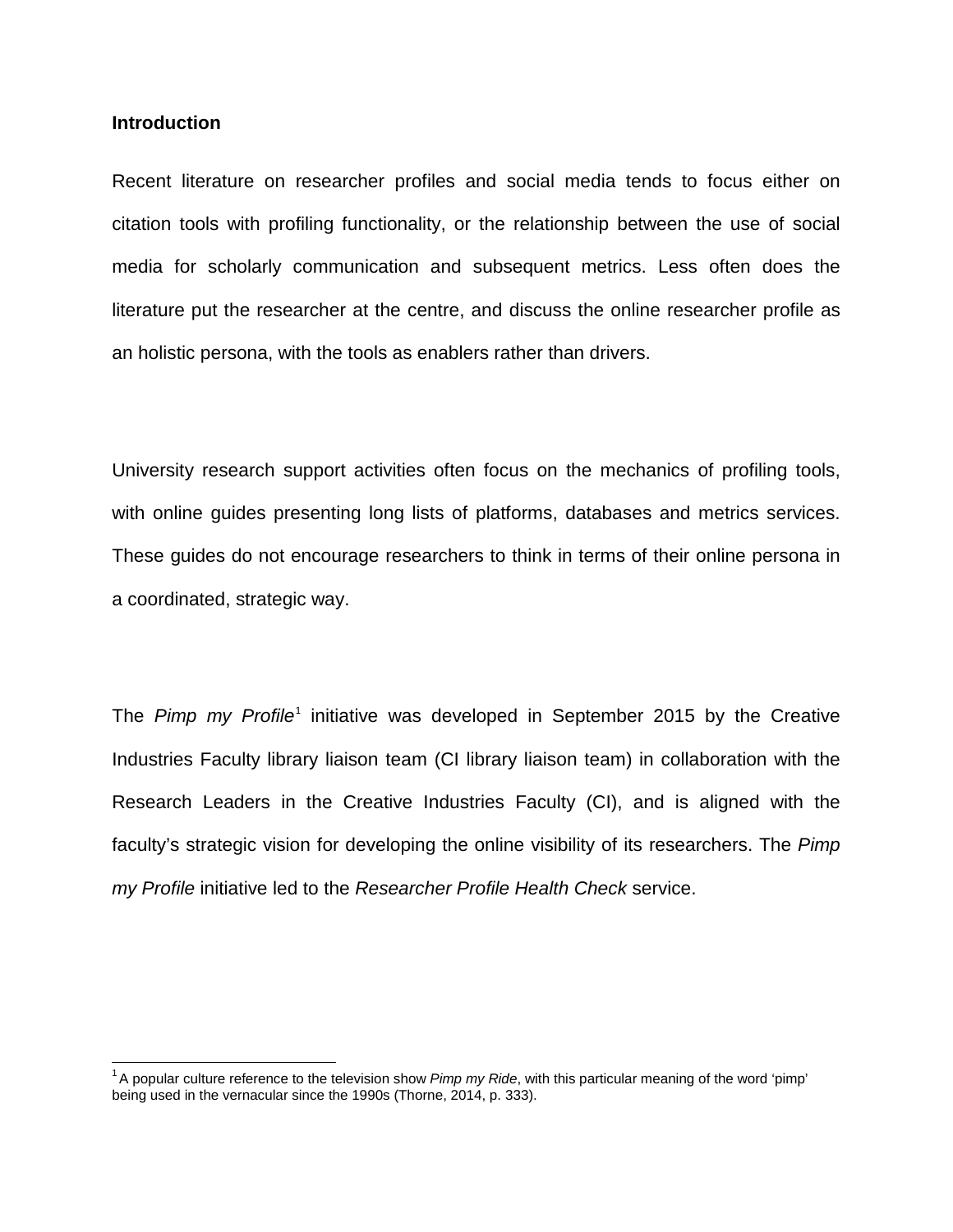**Introduction**

Recent literature on researcher profiles and social media tends to focus either on citation tools with profiling functionality, or the relationship between the use of social media for scholarly communication and subsequent metrics. Less often does the literature put the researcher at the centre, and discuss the online researcher profile as an holistic persona, with the tools as enablers rather than drivers.

University research support activities often focus on the mechanics of profiling tools, with online guides presenting long lists of platforms, databases and metrics services. These guides do not encourage researchers to think in terms of their online persona in a coordinated, strategic way.

The *Pimp my Profile*[1] initiative was developed in September 2015 by the Creative Industries Faculty library liaison team (CI library liaison team) in collaboration with the Research Leaders in the Creative Industries Faculty (CI), and is aligned with the faculty's strategic vision for developing the online visibility of its researchers. The *Pimp my Profile* initiative led to the *Researcher Profile Health Check* service.

[1] A popular culture reference to the television show *Pimp my Ride*, with this particular meaning of the word 'pimp' being used in the vernacular since the 1990s (Thorne, 2014, p. 333).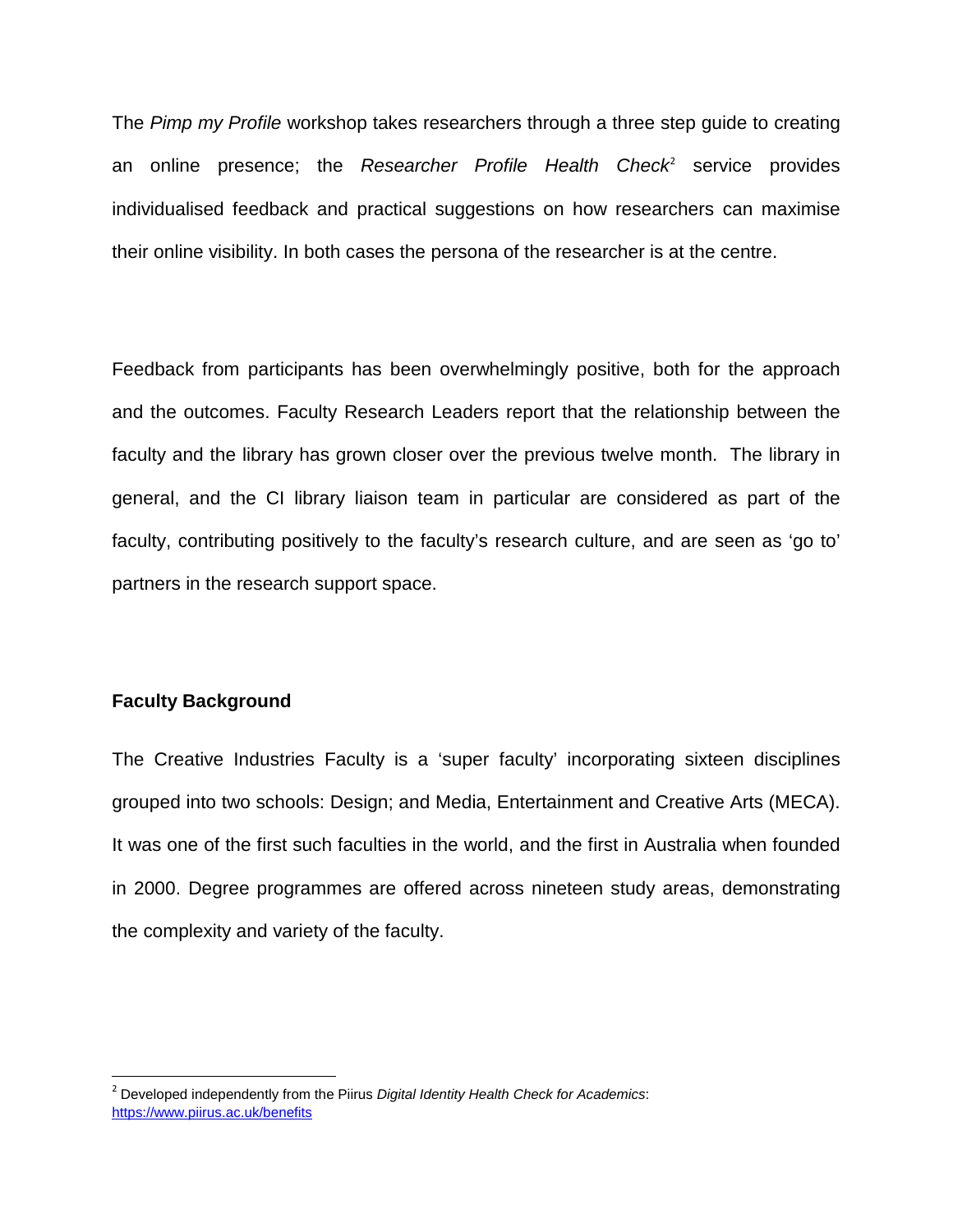The *Pimp my Profile* workshop takes researchers through a three step guide to creating an online presence; the *Researcher Profile Health Check*[2] service provides individualised feedback and practical suggestions on how researchers can maximise their online visibility. In both cases the persona of the researcher is at the centre.

Feedback from participants has been overwhelmingly positive, both for the approach and the outcomes. Faculty Research Leaders report that the relationship between the faculty and the library has grown closer over the previous twelve month. The library in general, and the CI library liaison team in particular are considered as part of the faculty, contributing positively to the faculty's research culture, and are seen as 'go to' partners in the research support space.

**Faculty Background**

The Creative Industries Faculty is a 'super faculty' incorporating sixteen disciplines grouped into two schools: Design; and Media, Entertainment and Creative Arts (MECA). It was one of the first such faculties in the world, and the first in Australia when founded in 2000. Degree programmes are offered across nineteen study areas, demonstrating the complexity and variety of the faculty.

---

[2] Developed independently from the Piirus *Digital Identity Health Check for Academics*: https://www.piirus.ac.uk/benefits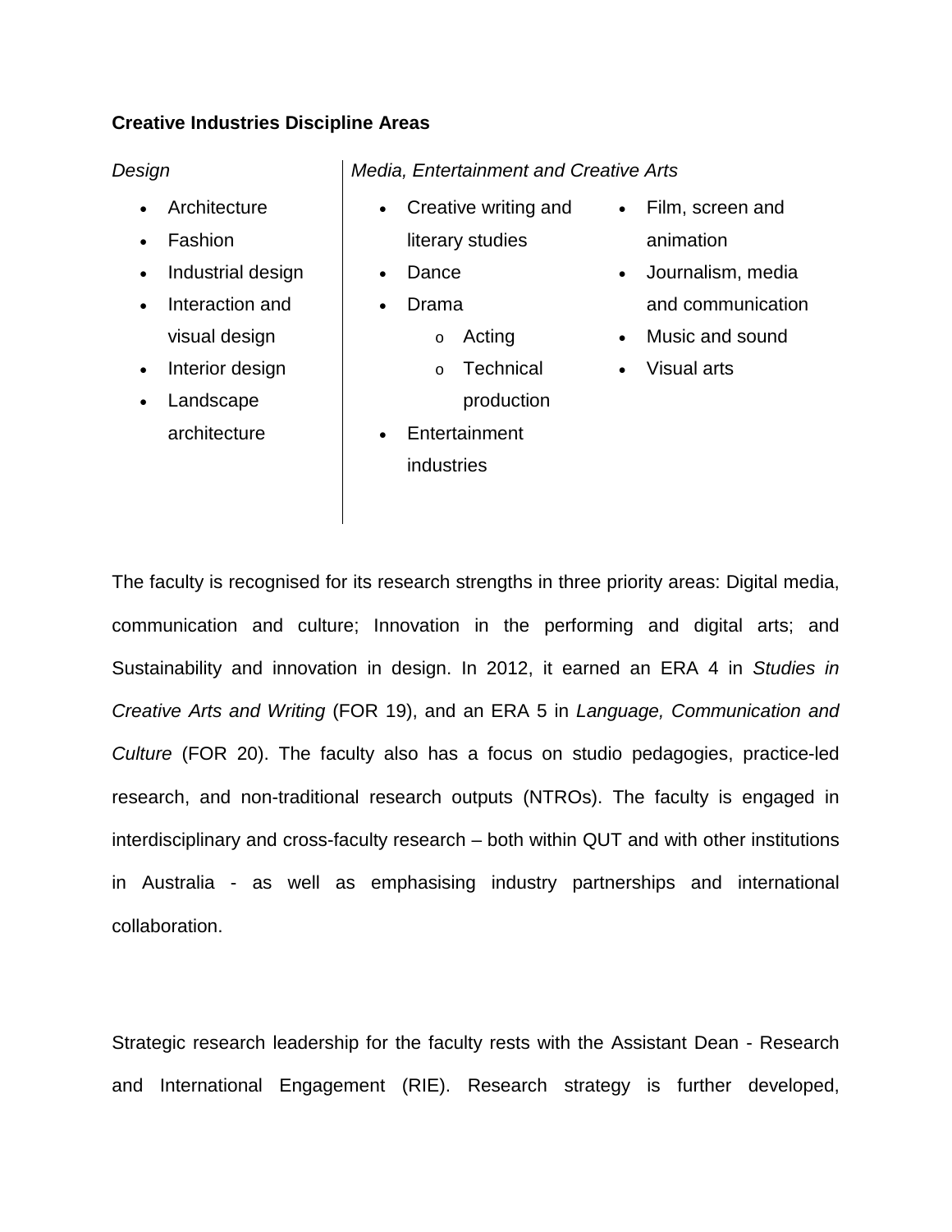**Creative Industries Discipline Areas**

*Design*

- Architecture
- Fashion
- Industrial design
- Interaction and visual design
- Interior design
- Landscape architecture

*Media, Entertainment and Creative Arts*

- Creative writing and literary studies
- Dance
- Drama
  - Acting
  - Technical production
- Entertainment industries
- Film, screen and animation
- Journalism, media and communication
- Music and sound
- Visual arts

The faculty is recognised for its research strengths in three priority areas: Digital media, communication and culture; Innovation in the performing and digital arts; and Sustainability and innovation in design. In 2012, it earned an ERA 4 in *Studies in Creative Arts and Writing* (FOR 19), and an ERA 5 in *Language, Communication and Culture* (FOR 20). The faculty also has a focus on studio pedagogies, practice-led research, and non-traditional research outputs (NTROs). The faculty is engaged in interdisciplinary and cross-faculty research – both within QUT and with other institutions in Australia - as well as emphasising industry partnerships and international collaboration.

Strategic research leadership for the faculty rests with the Assistant Dean - Research and International Engagement (RIE). Research strategy is further developed,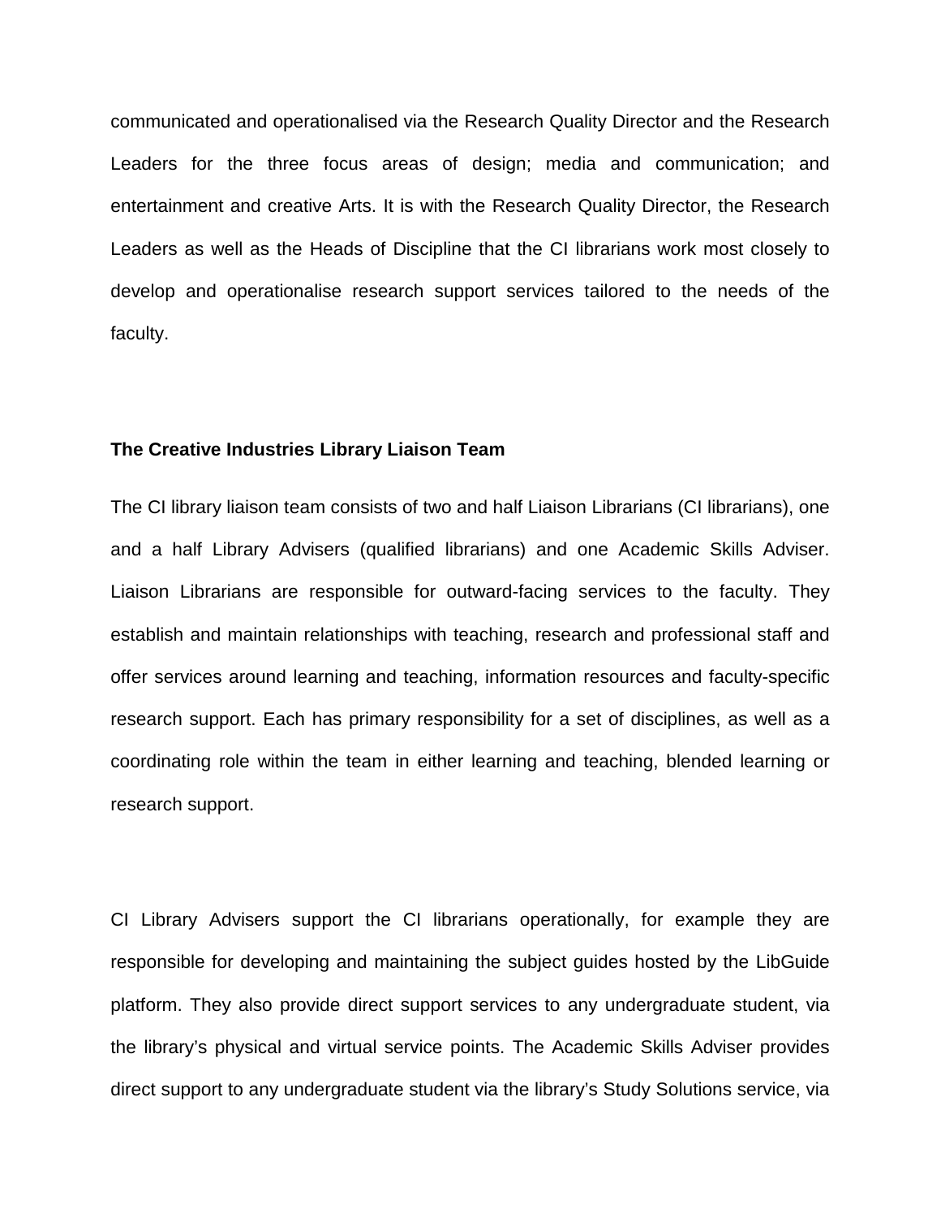communicated and operationalised via the Research Quality Director and the Research Leaders for the three focus areas of design; media and communication; and entertainment and creative Arts. It is with the Research Quality Director, the Research Leaders as well as the Heads of Discipline that the CI librarians work most closely to develop and operationalise research support services tailored to the needs of the faculty.

**The Creative Industries Library Liaison Team**

The CI library liaison team consists of two and half Liaison Librarians (CI librarians), one and a half Library Advisers (qualified librarians) and one Academic Skills Adviser. Liaison Librarians are responsible for outward-facing services to the faculty. They establish and maintain relationships with teaching, research and professional staff and offer services around learning and teaching, information resources and faculty-specific research support. Each has primary responsibility for a set of disciplines, as well as a coordinating role within the team in either learning and teaching, blended learning or research support.

CI Library Advisers support the CI librarians operationally, for example they are responsible for developing and maintaining the subject guides hosted by the LibGuide platform. They also provide direct support services to any undergraduate student, via the library's physical and virtual service points. The Academic Skills Adviser provides direct support to any undergraduate student via the library's Study Solutions service, via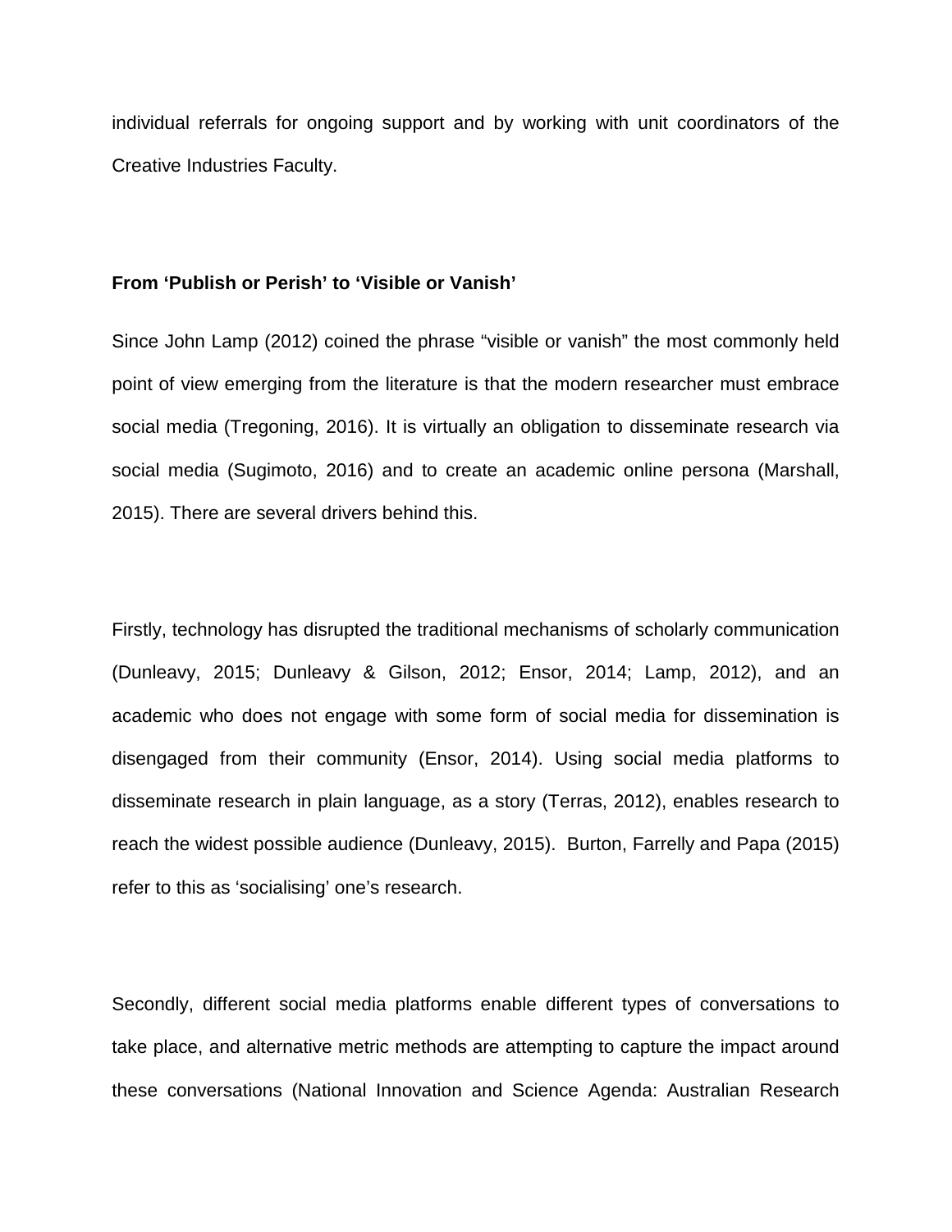individual referrals for ongoing support and by working with unit coordinators of the Creative Industries Faculty.

**From 'Publish or Perish' to 'Visible or Vanish'**

Since John Lamp (2012) coined the phrase "visible or vanish" the most commonly held point of view emerging from the literature is that the modern researcher must embrace social media (Tregoning, 2016). It is virtually an obligation to disseminate research via social media (Sugimoto, 2016) and to create an academic online persona (Marshall, 2015). There are several drivers behind this.

Firstly, technology has disrupted the traditional mechanisms of scholarly communication (Dunleavy, 2015; Dunleavy & Gilson, 2012; Ensor, 2014; Lamp, 2012), and an academic who does not engage with some form of social media for dissemination is disengaged from their community (Ensor, 2014). Using social media platforms to disseminate research in plain language, as a story (Terras, 2012), enables research to reach the widest possible audience (Dunleavy, 2015). Burton, Farrelly and Papa (2015) refer to this as 'socialising' one's research.

Secondly, different social media platforms enable different types of conversations to take place, and alternative metric methods are attempting to capture the impact around these conversations (National Innovation and Science Agenda: Australian Research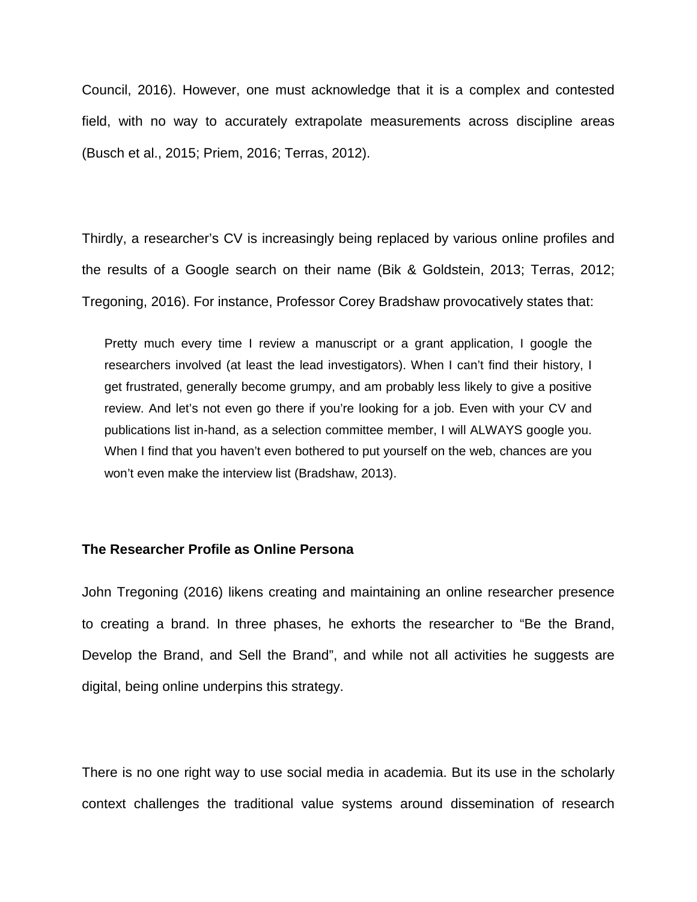Council, 2016). However, one must acknowledge that it is a complex and contested field, with no way to accurately extrapolate measurements across discipline areas (Busch et al., 2015; Priem, 2016; Terras, 2012).

Thirdly, a researcher's CV is increasingly being replaced by various online profiles and the results of a Google search on their name (Bik & Goldstein, 2013; Terras, 2012; Tregoning, 2016). For instance, Professor Corey Bradshaw provocatively states that:

> Pretty much every time I review a manuscript or a grant application, I google the researchers involved (at least the lead investigators). When I can't find their history, I get frustrated, generally become grumpy, and am probably less likely to give a positive review. And let's not even go there if you're looking for a job. Even with your CV and publications list in-hand, as a selection committee member, I will ALWAYS google you. When I find that you haven't even bothered to put yourself on the web, chances are you won't even make the interview list (Bradshaw, 2013).

**The Researcher Profile as Online Persona**

John Tregoning (2016) likens creating and maintaining an online researcher presence to creating a brand. In three phases, he exhorts the researcher to "Be the Brand, Develop the Brand, and Sell the Brand", and while not all activities he suggests are digital, being online underpins this strategy.

There is no one right way to use social media in academia. But its use in the scholarly context challenges the traditional value systems around dissemination of research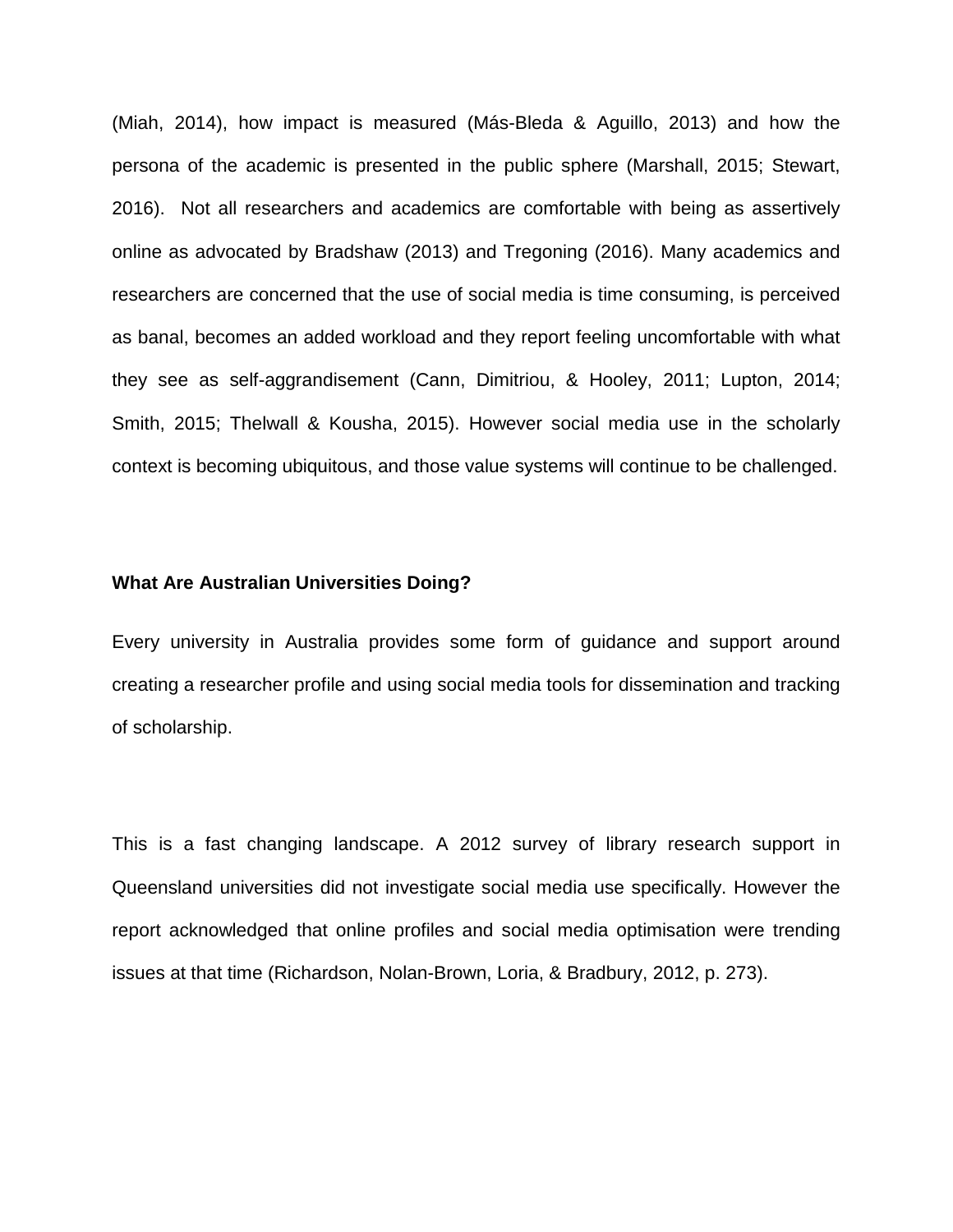(Miah, 2014), how impact is measured (Más-Bleda & Aguillo, 2013) and how the persona of the academic is presented in the public sphere (Marshall, 2015; Stewart, 2016). Not all researchers and academics are comfortable with being as assertively online as advocated by Bradshaw (2013) and Tregoning (2016). Many academics and researchers are concerned that the use of social media is time consuming, is perceived as banal, becomes an added workload and they report feeling uncomfortable with what they see as self-aggrandisement (Cann, Dimitriou, & Hooley, 2011; Lupton, 2014; Smith, 2015; Thelwall & Kousha, 2015). However social media use in the scholarly context is becoming ubiquitous, and those value systems will continue to be challenged.

**What Are Australian Universities Doing?**

Every university in Australia provides some form of guidance and support around creating a researcher profile and using social media tools for dissemination and tracking of scholarship.

This is a fast changing landscape. A 2012 survey of library research support in Queensland universities did not investigate social media use specifically. However the report acknowledged that online profiles and social media optimisation were trending issues at that time (Richardson, Nolan-Brown, Loria, & Bradbury, 2012, p. 273).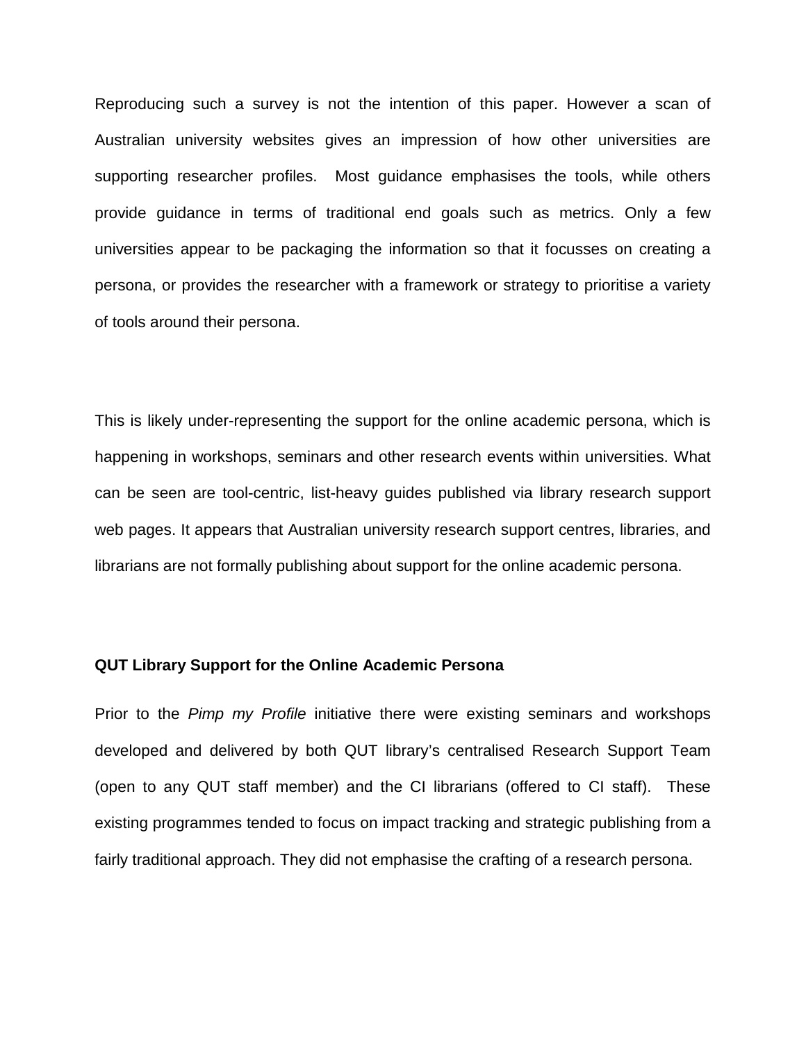Reproducing such a survey is not the intention of this paper. However a scan of Australian university websites gives an impression of how other universities are supporting researcher profiles. Most guidance emphasises the tools, while others provide guidance in terms of traditional end goals such as metrics. Only a few universities appear to be packaging the information so that it focusses on creating a persona, or provides the researcher with a framework or strategy to prioritise a variety of tools around their persona.

This is likely under-representing the support for the online academic persona, which is happening in workshops, seminars and other research events within universities. What can be seen are tool-centric, list-heavy guides published via library research support web pages. It appears that Australian university research support centres, libraries, and librarians are not formally publishing about support for the online academic persona.

### QUT Library Support for the Online Academic Persona

Prior to the *Pimp my Profile* initiative there were existing seminars and workshops developed and delivered by both QUT library's centralised Research Support Team (open to any QUT staff member) and the CI librarians (offered to CI staff). These existing programmes tended to focus on impact tracking and strategic publishing from a fairly traditional approach. They did not emphasise the crafting of a research persona.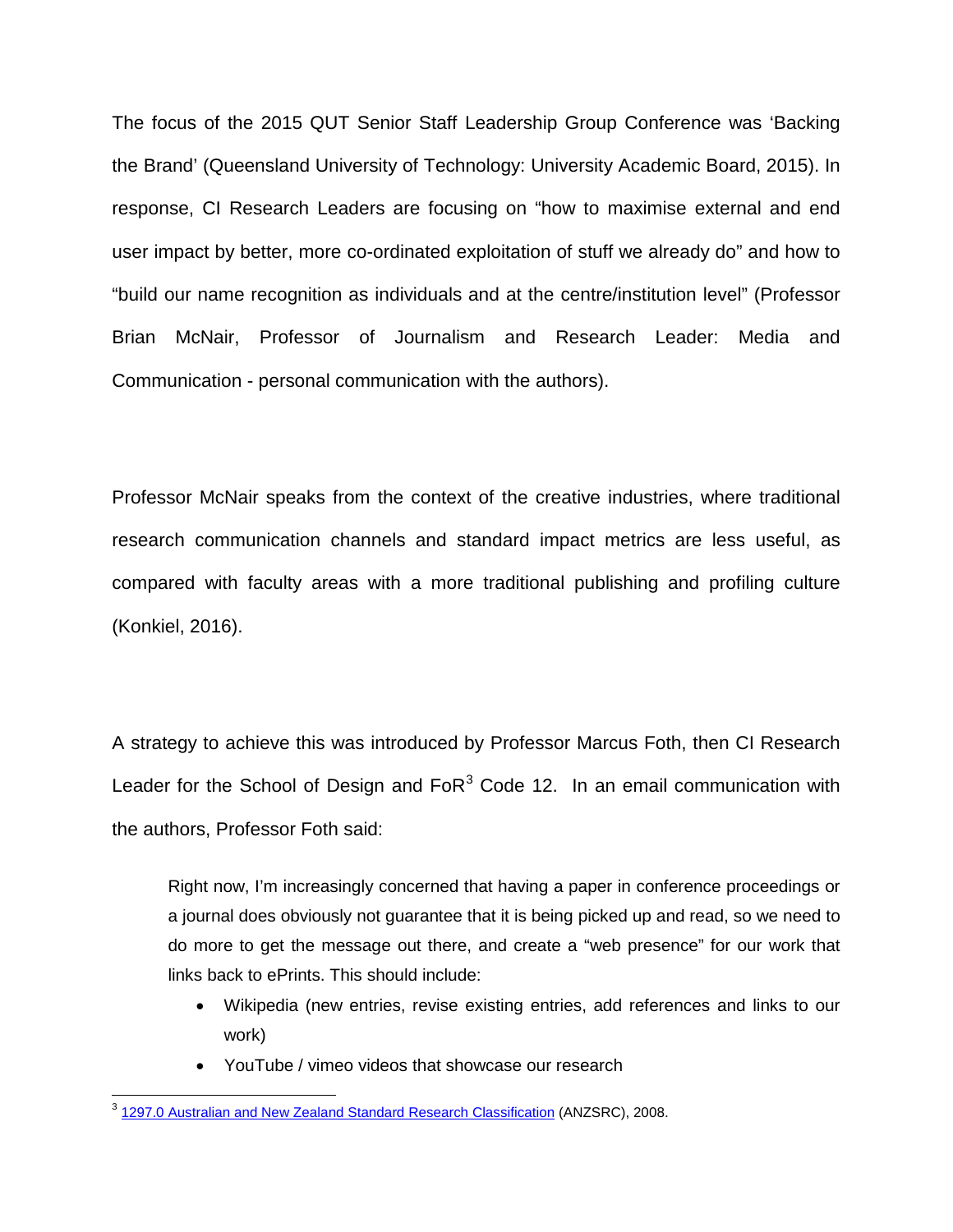The focus of the 2015 QUT Senior Staff Leadership Group Conference was ‘Backing the Brand’ (Queensland University of Technology: University Academic Board, 2015). In response, CI Research Leaders are focusing on “how to maximise external and end user impact by better, more co-ordinated exploitation of stuff we already do” and how to “build our name recognition as individuals and at the centre/institution level” (Professor Brian McNair, Professor of Journalism and Research Leader: Media and Communication - personal communication with the authors).

Professor McNair speaks from the context of the creative industries, where traditional research communication channels and standard impact metrics are less useful, as compared with faculty areas with a more traditional publishing and profiling culture (Konkiel, 2016).

A strategy to achieve this was introduced by Professor Marcus Foth, then CI Research Leader for the School of Design and FoR[3] Code 12. In an email communication with the authors, Professor Foth said:

> Right now, I’m increasingly concerned that having a paper in conference proceedings or a journal does obviously not guarantee that it is being picked up and read, so we need to do more to get the message out there, and create a “web presence” for our work that links back to ePrints. This should include:
>
> - Wikipedia (new entries, revise existing entries, add references and links to our work)
> - YouTube / vimeo videos that showcase our research

[3] 1297.0 Australian and New Zealand Standard Research Classification (ANZSRC), 2008.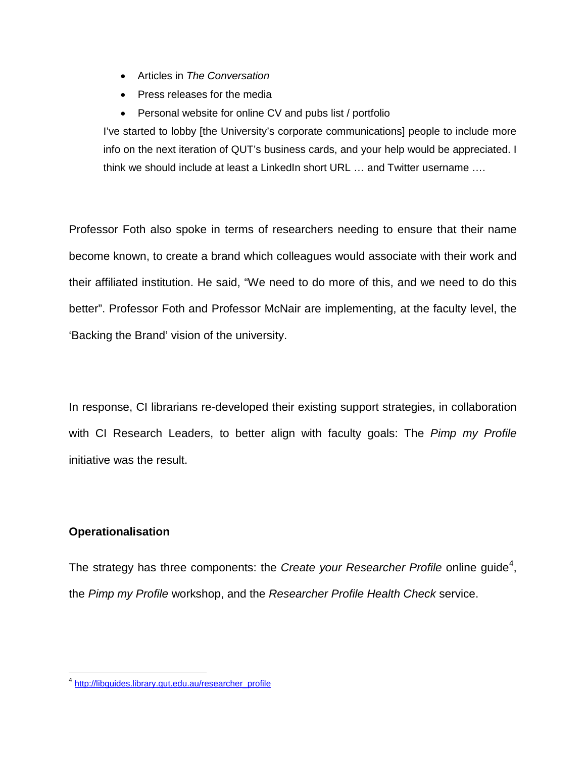- Articles in *The Conversation*
- Press releases for the media
- Personal website for online CV and pubs list / portfolio

> I've started to lobby [the University's corporate communications] people to include more info on the next iteration of QUT's business cards, and your help would be appreciated. I think we should include at least a LinkedIn short URL … and Twitter username ….

Professor Foth also spoke in terms of researchers needing to ensure that their name become known, to create a brand which colleagues would associate with their work and their affiliated institution. He said, "We need to do more of this, and we need to do this better". Professor Foth and Professor McNair are implementing, at the faculty level, the 'Backing the Brand' vision of the university.

In response, CI librarians re-developed their existing support strategies, in collaboration with CI Research Leaders, to better align with faculty goals: The *Pimp my Profile* initiative was the result.

**Operationalisation**

The strategy has three components: the *Create your Researcher Profile* online guide[4], the *Pimp my Profile* workshop, and the *Researcher Profile Health Check* service.

[4] http://libguides.library.qut.edu.au/researcher_profile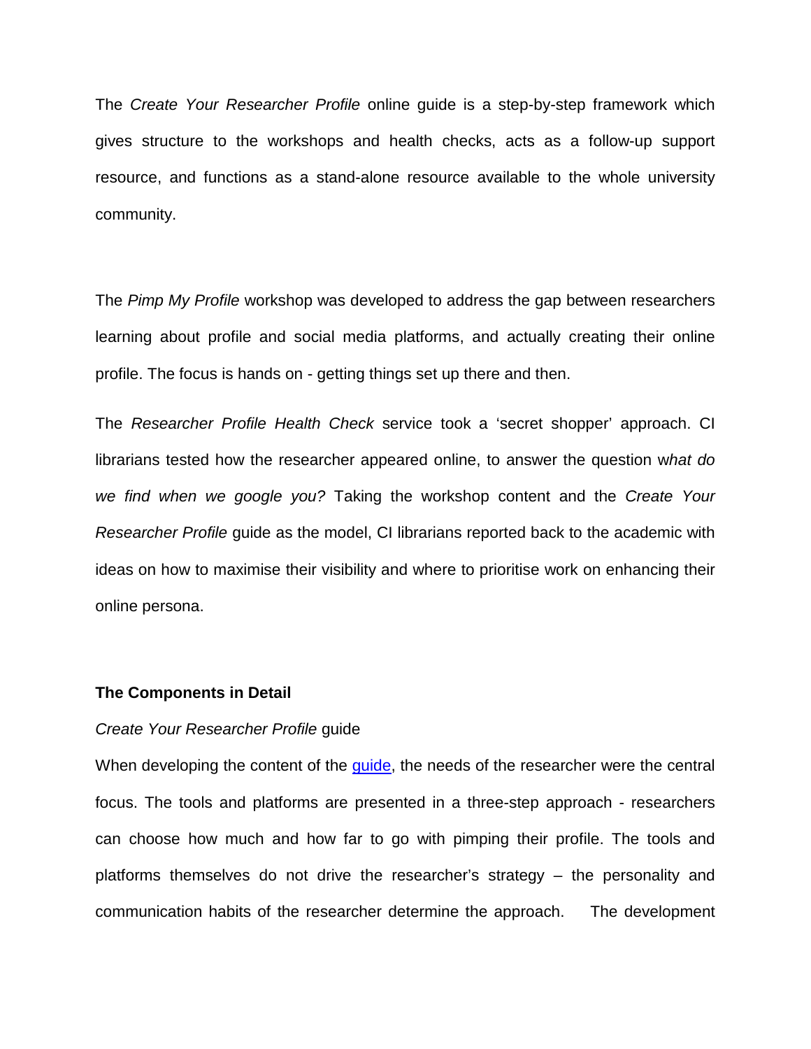The *Create Your Researcher Profile* online guide is a step-by-step framework which gives structure to the workshops and health checks, acts as a follow-up support resource, and functions as a stand-alone resource available to the whole university community.

The *Pimp My Profile* workshop was developed to address the gap between researchers learning about profile and social media platforms, and actually creating their online profile. The focus is hands on - getting things set up there and then.

The *Researcher Profile Health Check* service took a 'secret shopper' approach. CI librarians tested how the researcher appeared online, to answer the question w*hat do we find when we google you?* Taking the workshop content and the *Create Your Researcher Profile* guide as the model, CI librarians reported back to the academic with ideas on how to maximise their visibility and where to prioritise work on enhancing their online persona.

**The Components in Detail**

*Create Your Researcher Profile* guide

When developing the content of the guide, the needs of the researcher were the central focus. The tools and platforms are presented in a three-step approach - researchers can choose how much and how far to go with pimping their profile. The tools and platforms themselves do not drive the researcher's strategy – the personality and communication habits of the researcher determine the approach. The development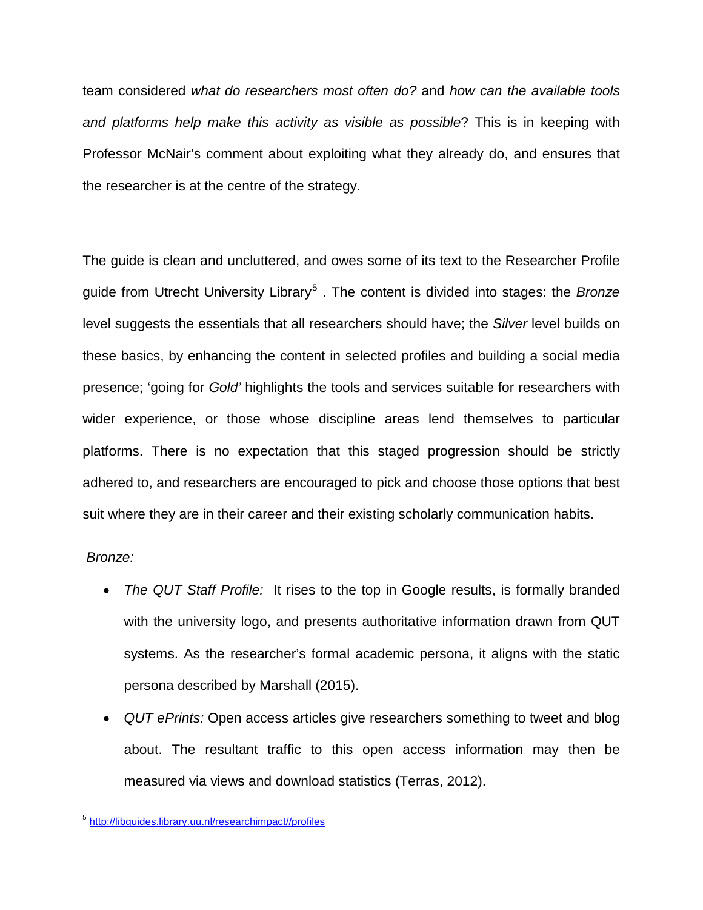team considered *what do researchers most often do?* and *how can the available tools and platforms help make this activity as visible as possible*? This is in keeping with Professor McNair's comment about exploiting what they already do, and ensures that the researcher is at the centre of the strategy.

The guide is clean and uncluttered, and owes some of its text to the Researcher Profile guide from Utrecht University Library[5] . The content is divided into stages: the *Bronze* level suggests the essentials that all researchers should have; the *Silver* level builds on these basics, by enhancing the content in selected profiles and building a social media presence; 'going for *Gold'* highlights the tools and services suitable for researchers with wider experience, or those whose discipline areas lend themselves to particular platforms. There is no expectation that this staged progression should be strictly adhered to, and researchers are encouraged to pick and choose those options that best suit where they are in their career and their existing scholarly communication habits.

*Bronze:*

- *The QUT Staff Profile:* It rises to the top in Google results, is formally branded with the university logo, and presents authoritative information drawn from QUT systems. As the researcher's formal academic persona, it aligns with the static persona described by Marshall (2015).
- *QUT ePrints:* Open access articles give researchers something to tweet and blog about. The resultant traffic to this open access information may then be measured via views and download statistics (Terras, 2012).

[5] http://libguides.library.uu.nl/researchimpact//profiles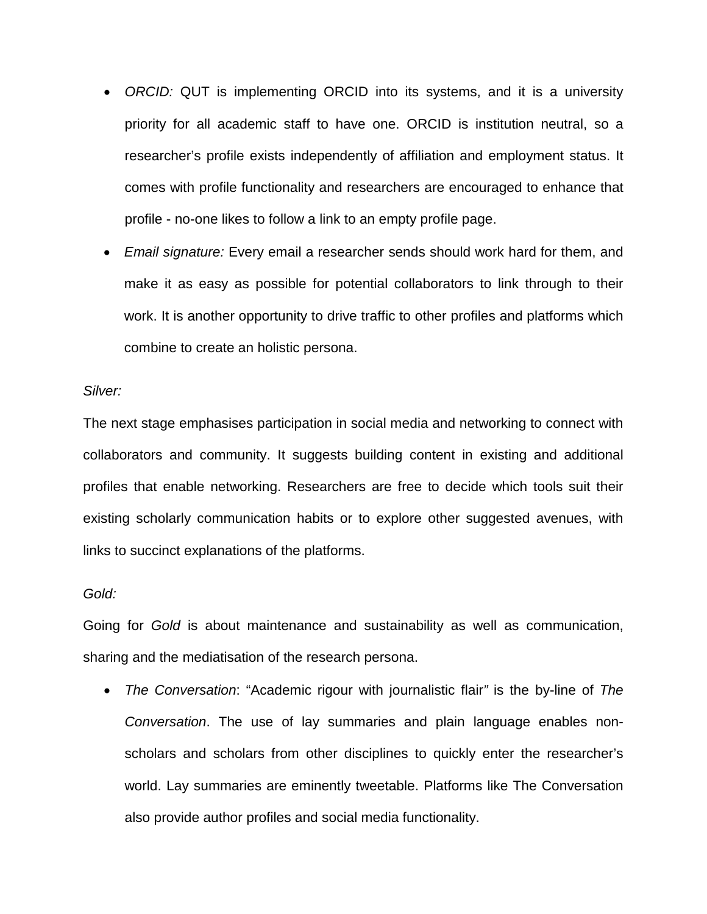- *ORCID:* QUT is implementing ORCID into its systems, and it is a university priority for all academic staff to have one. ORCID is institution neutral, so a researcher's profile exists independently of affiliation and employment status. It comes with profile functionality and researchers are encouraged to enhance that profile - no-one likes to follow a link to an empty profile page.
- *Email signature:* Every email a researcher sends should work hard for them, and make it as easy as possible for potential collaborators to link through to their work. It is another opportunity to drive traffic to other profiles and platforms which combine to create an holistic persona.

*Silver:*

The next stage emphasises participation in social media and networking to connect with collaborators and community. It suggests building content in existing and additional profiles that enable networking. Researchers are free to decide which tools suit their existing scholarly communication habits or to explore other suggested avenues, with links to succinct explanations of the platforms.

*Gold:*

Going for *Gold* is about maintenance and sustainability as well as communication, sharing and the mediatisation of the research persona.

- *The Conversation*: "Academic rigour with journalistic flair" is the by-line of *The Conversation*. The use of lay summaries and plain language enables non-scholars and scholars from other disciplines to quickly enter the researcher's world. Lay summaries are eminently tweetable. Platforms like The Conversation also provide author profiles and social media functionality.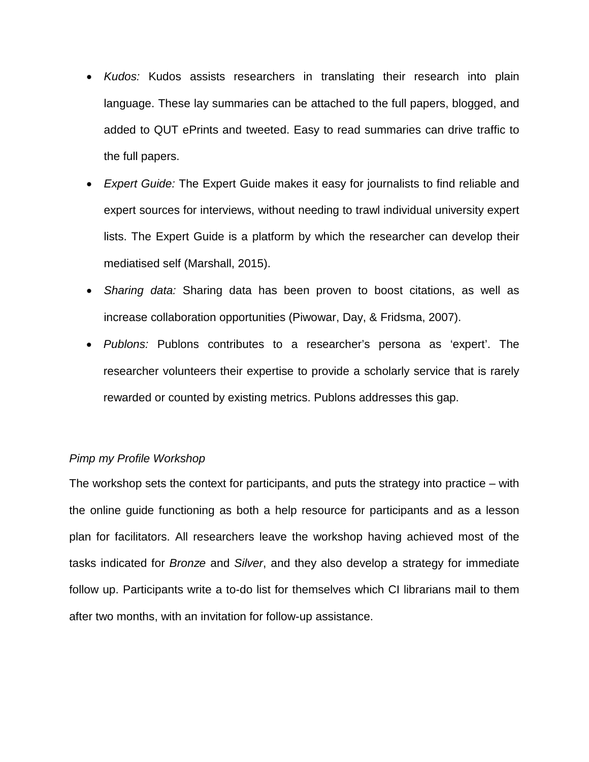- *Kudos:* Kudos assists researchers in translating their research into plain language. These lay summaries can be attached to the full papers, blogged, and added to QUT ePrints and tweeted. Easy to read summaries can drive traffic to the full papers.
- *Expert Guide:* The Expert Guide makes it easy for journalists to find reliable and expert sources for interviews, without needing to trawl individual university expert lists. The Expert Guide is a platform by which the researcher can develop their mediatised self (Marshall, 2015).
- *Sharing data:* Sharing data has been proven to boost citations, as well as increase collaboration opportunities (Piwowar, Day, & Fridsma, 2007).
- *Publons:* Publons contributes to a researcher's persona as 'expert'. The researcher volunteers their expertise to provide a scholarly service that is rarely rewarded or counted by existing metrics. Publons addresses this gap.

*Pimp my Profile Workshop*

The workshop sets the context for participants, and puts the strategy into practice – with the online guide functioning as both a help resource for participants and as a lesson plan for facilitators. All researchers leave the workshop having achieved most of the tasks indicated for *Bronze* and *Silver*, and they also develop a strategy for immediate follow up. Participants write a to-do list for themselves which CI librarians mail to them after two months, with an invitation for follow-up assistance.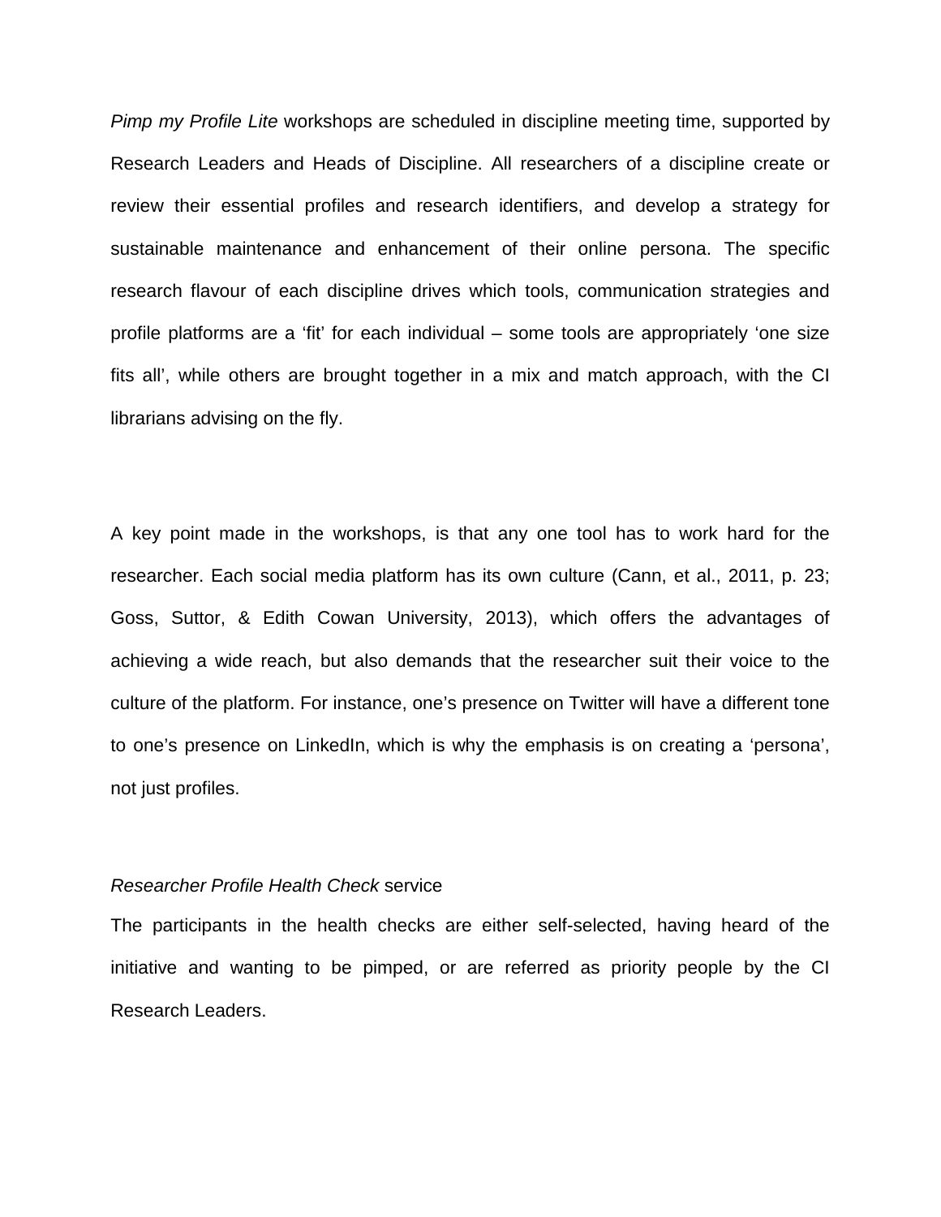*Pimp my Profile Lite* workshops are scheduled in discipline meeting time, supported by Research Leaders and Heads of Discipline. All researchers of a discipline create or review their essential profiles and research identifiers, and develop a strategy for sustainable maintenance and enhancement of their online persona. The specific research flavour of each discipline drives which tools, communication strategies and profile platforms are a 'fit' for each individual – some tools are appropriately 'one size fits all', while others are brought together in a mix and match approach, with the CI librarians advising on the fly.

A key point made in the workshops, is that any one tool has to work hard for the researcher. Each social media platform has its own culture (Cann, et al., 2011, p. 23; Goss, Suttor, & Edith Cowan University, 2013), which offers the advantages of achieving a wide reach, but also demands that the researcher suit their voice to the culture of the platform. For instance, one's presence on Twitter will have a different tone to one's presence on LinkedIn, which is why the emphasis is on creating a 'persona', not just profiles.

*Researcher Profile Health Check* service

The participants in the health checks are either self-selected, having heard of the initiative and wanting to be pimped, or are referred as priority people by the CI Research Leaders.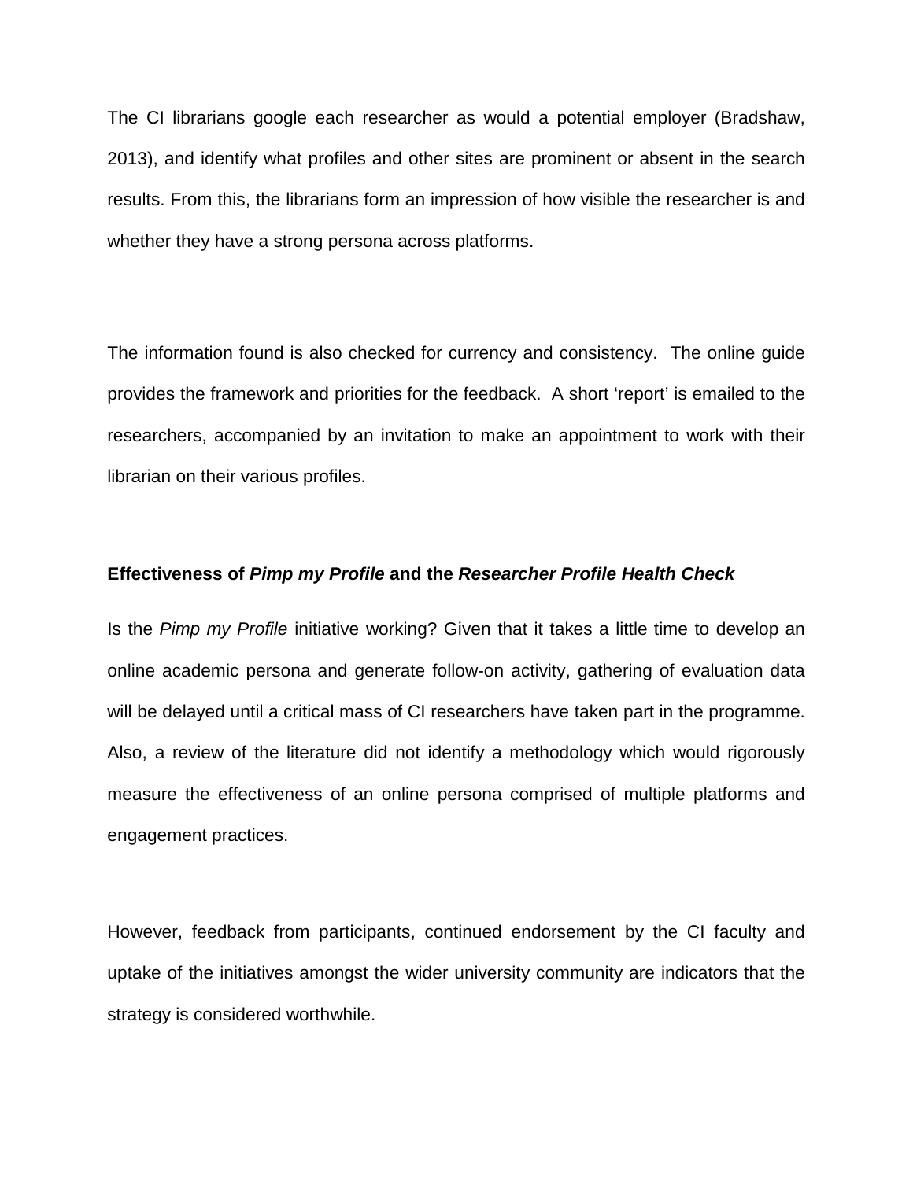The CI librarians google each researcher as would a potential employer (Bradshaw, 2013), and identify what profiles and other sites are prominent or absent in the search results. From this, the librarians form an impression of how visible the researcher is and whether they have a strong persona across platforms.

The information found is also checked for currency and consistency. The online guide provides the framework and priorities for the feedback. A short 'report' is emailed to the researchers, accompanied by an invitation to make an appointment to work with their librarian on their various profiles.

**Effectiveness of *Pimp my Profile* and the *Researcher Profile Health Check***

Is the *Pimp my Profile* initiative working? Given that it takes a little time to develop an online academic persona and generate follow-on activity, gathering of evaluation data will be delayed until a critical mass of CI researchers have taken part in the programme. Also, a review of the literature did not identify a methodology which would rigorously measure the effectiveness of an online persona comprised of multiple platforms and engagement practices.

However, feedback from participants, continued endorsement by the CI faculty and uptake of the initiatives amongst the wider university community are indicators that the strategy is considered worthwhile.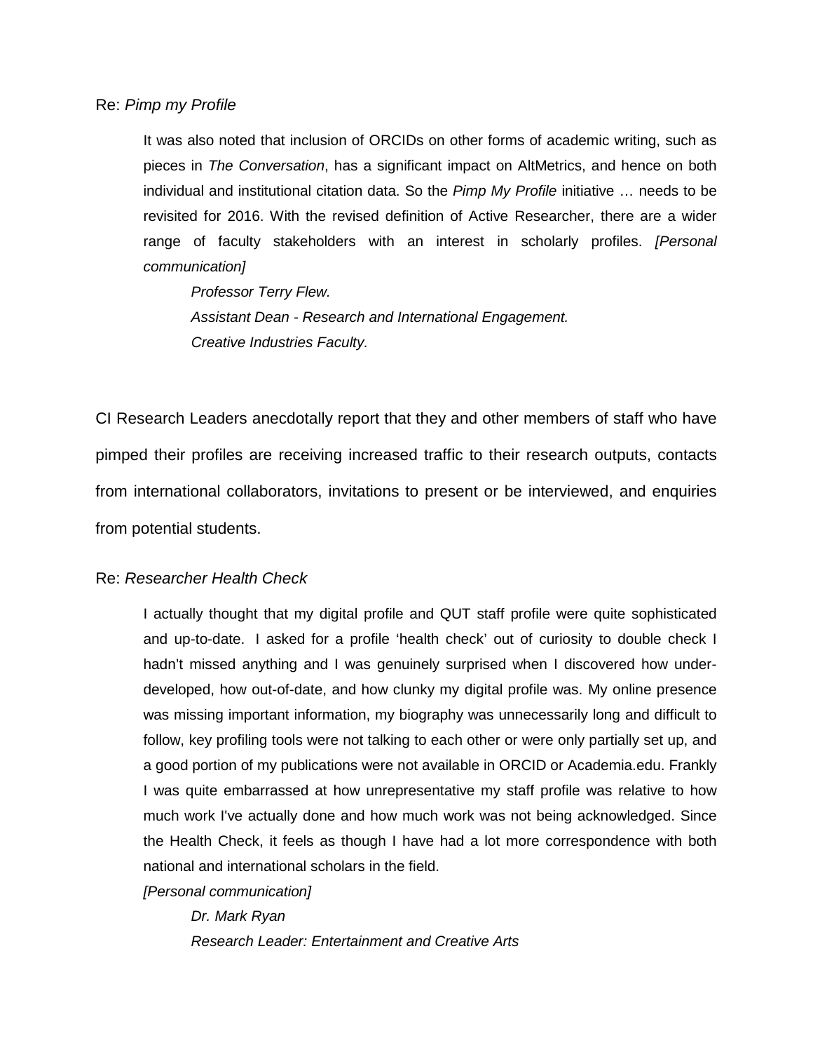Re: *Pimp my Profile*

> It was also noted that inclusion of ORCIDs on other forms of academic writing, such as pieces in *The Conversation*, has a significant impact on AltMetrics, and hence on both individual and institutional citation data. So the *Pimp My Profile* initiative … needs to be revisited for 2016. With the revised definition of Active Researcher, there are a wider range of faculty stakeholders with an interest in scholarly profiles. *[Personal communication]*
>
> *Professor Terry Flew.*
> *Assistant Dean - Research and International Engagement.*
> *Creative Industries Faculty.*

CI Research Leaders anecdotally report that they and other members of staff who have pimped their profiles are receiving increased traffic to their research outputs, contacts from international collaborators, invitations to present or be interviewed, and enquiries from potential students.

Re: *Researcher Health Check*

> I actually thought that my digital profile and QUT staff profile were quite sophisticated and up-to-date. I asked for a profile 'health check' out of curiosity to double check I hadn't missed anything and I was genuinely surprised when I discovered how under-developed, how out-of-date, and how clunky my digital profile was. My online presence was missing important information, my biography was unnecessarily long and difficult to follow, key profiling tools were not talking to each other or were only partially set up, and a good portion of my publications were not available in ORCID or Academia.edu. Frankly I was quite embarrassed at how unrepresentative my staff profile was relative to how much work I've actually done and how much work was not being acknowledged. Since the Health Check, it feels as though I have had a lot more correspondence with both national and international scholars in the field.
> *[Personal communication]*
>
> *Dr. Mark Ryan*
> *Research Leader: Entertainment and Creative Arts*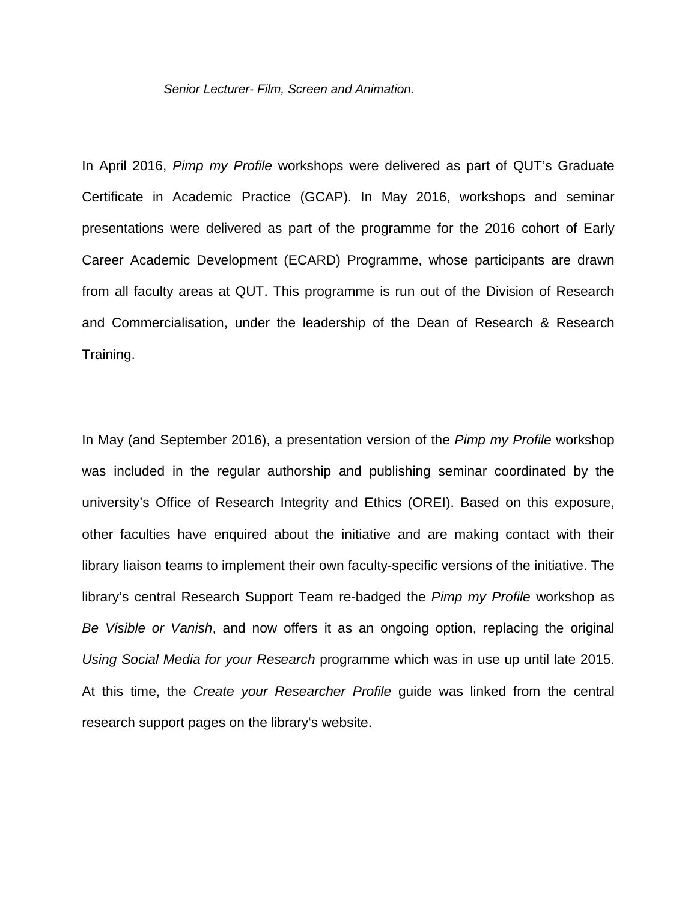*Senior Lecturer- Film, Screen and Animation.*

In April 2016, *Pimp my Profile* workshops were delivered as part of QUT's Graduate Certificate in Academic Practice (GCAP). In May 2016, workshops and seminar presentations were delivered as part of the programme for the 2016 cohort of Early Career Academic Development (ECARD) Programme, whose participants are drawn from all faculty areas at QUT. This programme is run out of the Division of Research and Commercialisation, under the leadership of the Dean of Research & Research Training.

In May (and September 2016), a presentation version of the *Pimp my Profile* workshop was included in the regular authorship and publishing seminar coordinated by the university's Office of Research Integrity and Ethics (OREI). Based on this exposure, other faculties have enquired about the initiative and are making contact with their library liaison teams to implement their own faculty-specific versions of the initiative. The library's central Research Support Team re-badged the *Pimp my Profile* workshop as *Be Visible or Vanish*, and now offers it as an ongoing option, replacing the original *Using Social Media for your Research* programme which was in use up until late 2015. At this time, the *Create your Researcher Profile* guide was linked from the central research support pages on the library's website.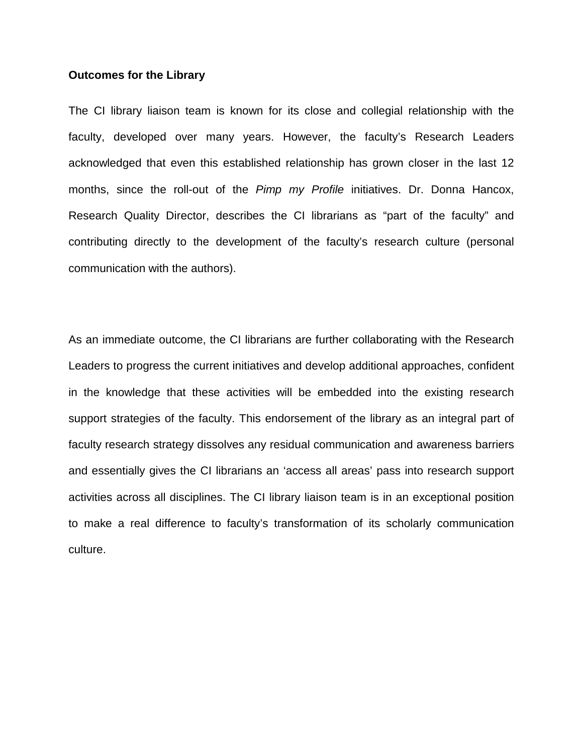**Outcomes for the Library**

The CI library liaison team is known for its close and collegial relationship with the faculty, developed over many years. However, the faculty's Research Leaders acknowledged that even this established relationship has grown closer in the last 12 months, since the roll-out of the *Pimp my Profile* initiatives. Dr. Donna Hancox, Research Quality Director, describes the CI librarians as "part of the faculty" and contributing directly to the development of the faculty's research culture (personal communication with the authors).

As an immediate outcome, the CI librarians are further collaborating with the Research Leaders to progress the current initiatives and develop additional approaches, confident in the knowledge that these activities will be embedded into the existing research support strategies of the faculty. This endorsement of the library as an integral part of faculty research strategy dissolves any residual communication and awareness barriers and essentially gives the CI librarians an 'access all areas' pass into research support activities across all disciplines. The CI library liaison team is in an exceptional position to make a real difference to faculty's transformation of its scholarly communication culture.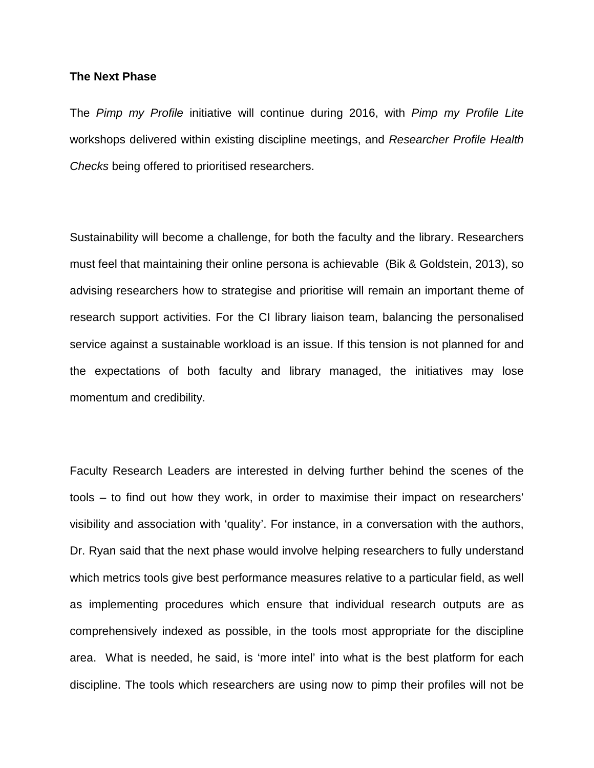**The Next Phase**

The *Pimp my Profile* initiative will continue during 2016, with *Pimp my Profile Lite* workshops delivered within existing discipline meetings, and *Researcher Profile Health Checks* being offered to prioritised researchers.

Sustainability will become a challenge, for both the faculty and the library. Researchers must feel that maintaining their online persona is achievable (Bik & Goldstein, 2013), so advising researchers how to strategise and prioritise will remain an important theme of research support activities. For the CI library liaison team, balancing the personalised service against a sustainable workload is an issue. If this tension is not planned for and the expectations of both faculty and library managed, the initiatives may lose momentum and credibility.

Faculty Research Leaders are interested in delving further behind the scenes of the tools – to find out how they work, in order to maximise their impact on researchers' visibility and association with 'quality'. For instance, in a conversation with the authors, Dr. Ryan said that the next phase would involve helping researchers to fully understand which metrics tools give best performance measures relative to a particular field, as well as implementing procedures which ensure that individual research outputs are as comprehensively indexed as possible, in the tools most appropriate for the discipline area. What is needed, he said, is 'more intel' into what is the best platform for each discipline. The tools which researchers are using now to pimp their profiles will not be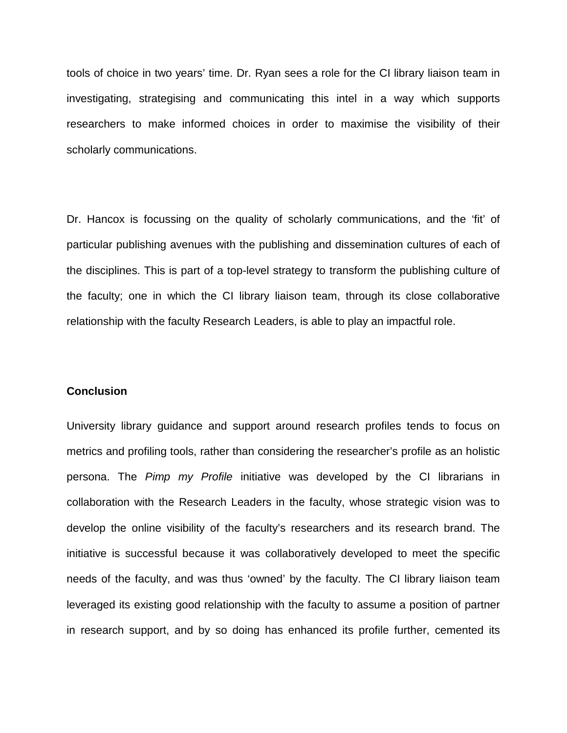tools of choice in two years' time. Dr. Ryan sees a role for the CI library liaison team in investigating, strategising and communicating this intel in a way which supports researchers to make informed choices in order to maximise the visibility of their scholarly communications.

Dr. Hancox is focussing on the quality of scholarly communications, and the 'fit' of particular publishing avenues with the publishing and dissemination cultures of each of the disciplines. This is part of a top-level strategy to transform the publishing culture of the faculty; one in which the CI library liaison team, through its close collaborative relationship with the faculty Research Leaders, is able to play an impactful role.

**Conclusion**

University library guidance and support around research profiles tends to focus on metrics and profiling tools, rather than considering the researcher's profile as an holistic persona. The *Pimp my Profile* initiative was developed by the CI librarians in collaboration with the Research Leaders in the faculty, whose strategic vision was to develop the online visibility of the faculty's researchers and its research brand. The initiative is successful because it was collaboratively developed to meet the specific needs of the faculty, and was thus 'owned' by the faculty. The CI library liaison team leveraged its existing good relationship with the faculty to assume a position of partner in research support, and by so doing has enhanced its profile further, cemented its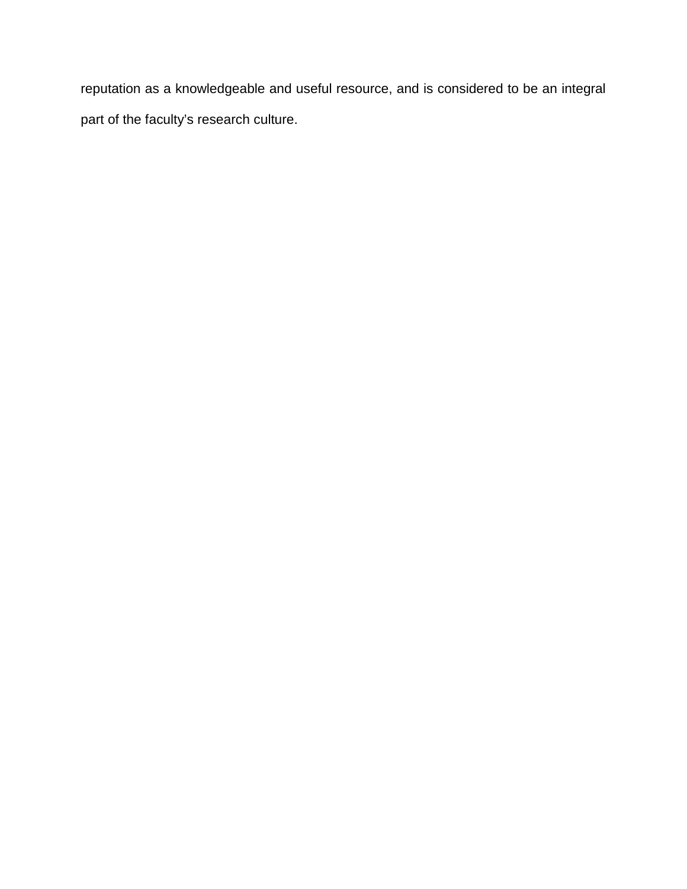reputation as a knowledgeable and useful resource, and is considered to be an integral part of the faculty’s research culture.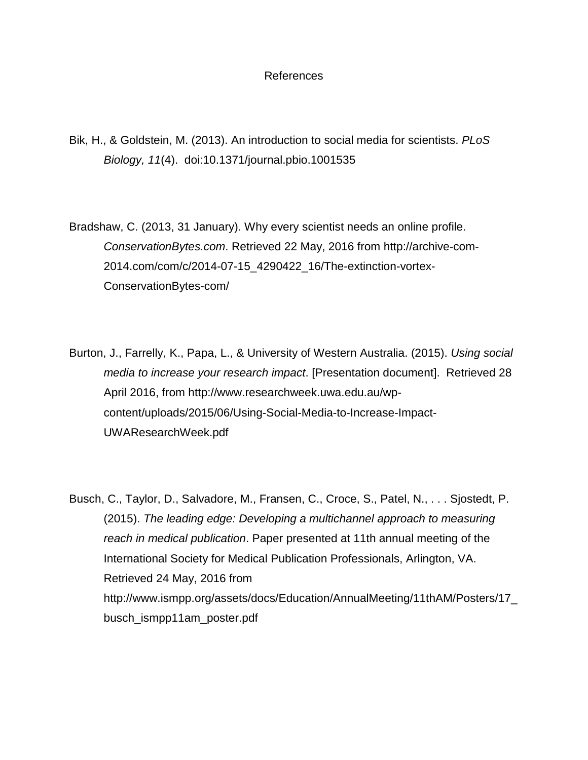# References

Bik, H., & Goldstein, M. (2013). An introduction to social media for scientists. *PLoS Biology, 11*(4). doi:10.1371/journal.pbio.1001535

Bradshaw, C. (2013, 31 January). Why every scientist needs an online profile. *ConservationBytes.com*. Retrieved 22 May, 2016 from http://archive-com-2014.com/com/c/2014-07-15_4290422_16/The-extinction-vortex-ConservationBytes-com/

Burton, J., Farrelly, K., Papa, L., & University of Western Australia. (2015). *Using social media to increase your research impact*. [Presentation document]. Retrieved 28 April 2016, from http://www.researchweek.uwa.edu.au/wp-content/uploads/2015/06/Using-Social-Media-to-Increase-Impact-UWAResearchWeek.pdf

Busch, C., Taylor, D., Salvadore, M., Fransen, C., Croce, S., Patel, N., . . . Sjostedt, P. (2015). *The leading edge: Developing a multichannel approach to measuring reach in medical publication*. Paper presented at 11th annual meeting of the International Society for Medical Publication Professionals, Arlington, VA. Retrieved 24 May, 2016 from http://www.ismpp.org/assets/docs/Education/AnnualMeeting/11thAM/Posters/17_busch_ismpp11am_poster.pdf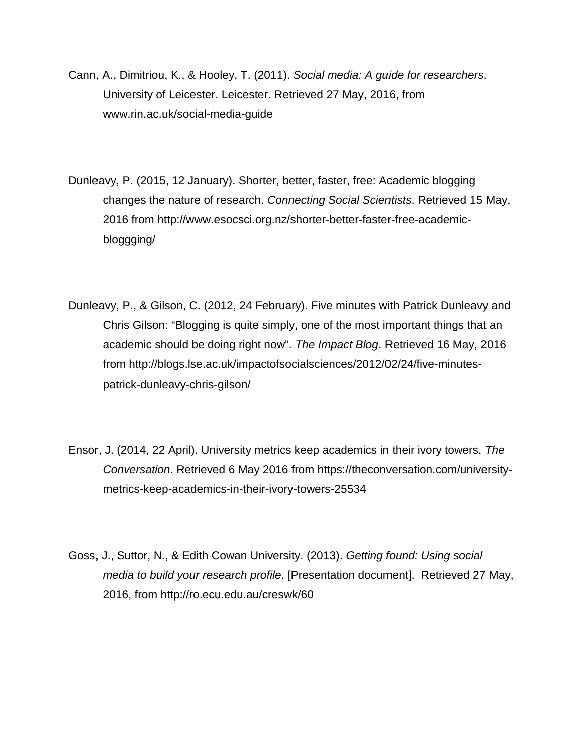Cann, A., Dimitriou, K., & Hooley, T. (2011). *Social media: A guide for researchers*. University of Leicester. Leicester. Retrieved 27 May, 2016, from www.rin.ac.uk/social-media-guide

Dunleavy, P. (2015, 12 January). Shorter, better, faster, free: Academic blogging changes the nature of research. *Connecting Social Scientists*. Retrieved 15 May, 2016 from http://www.esocsci.org.nz/shorter-better-faster-free-academic-bloggging/

Dunleavy, P., & Gilson, C. (2012, 24 February). Five minutes with Patrick Dunleavy and Chris Gilson: "Blogging is quite simply, one of the most important things that an academic should be doing right now". *The Impact Blog*. Retrieved 16 May, 2016 from http://blogs.lse.ac.uk/impactofsocialsciences/2012/02/24/five-minutes-patrick-dunleavy-chris-gilson/

Ensor, J. (2014, 22 April). University metrics keep academics in their ivory towers. *The Conversation*. Retrieved 6 May 2016 from https://theconversation.com/university-metrics-keep-academics-in-their-ivory-towers-25534

Goss, J., Suttor, N., & Edith Cowan University. (2013). *Getting found: Using social media to build your research profile*. [Presentation document]. Retrieved 27 May, 2016, from http://ro.ecu.edu.au/creswk/60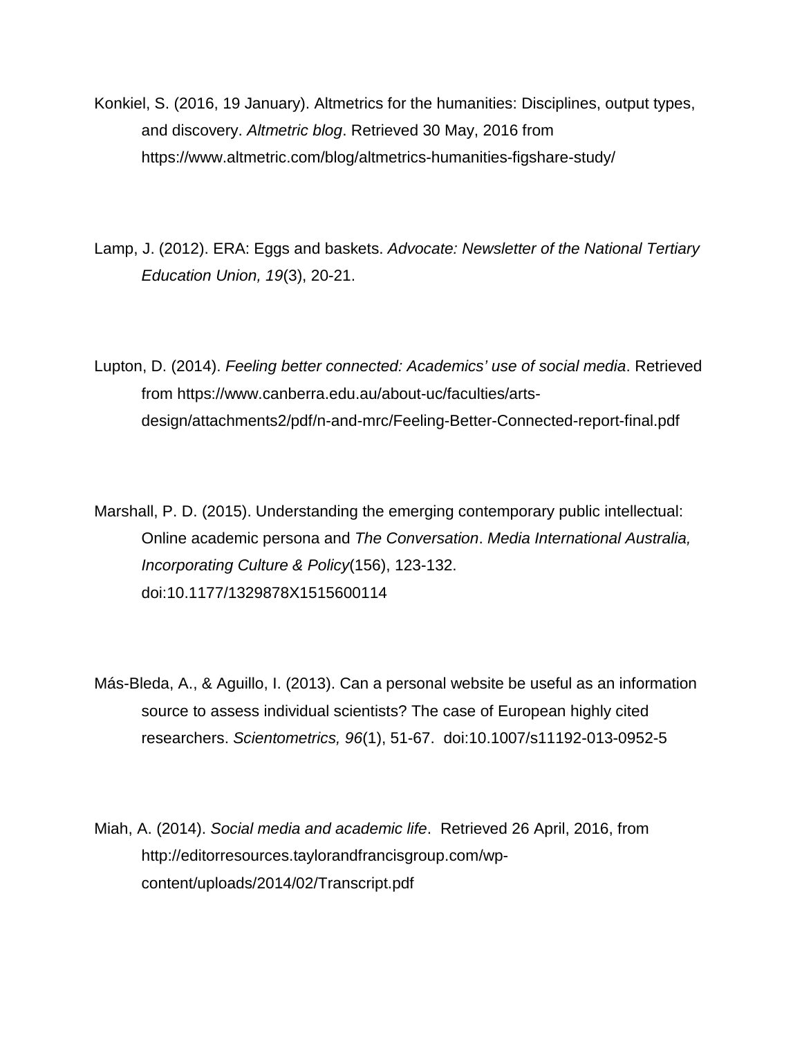Konkiel, S. (2016, 19 January). Altmetrics for the humanities: Disciplines, output types, and discovery. *Altmetric blog*. Retrieved 30 May, 2016 from https://www.altmetric.com/blog/altmetrics-humanities-figshare-study/

Lamp, J. (2012). ERA: Eggs and baskets. *Advocate: Newsletter of the National Tertiary Education Union, 19*(3), 20-21.

Lupton, D. (2014). *Feeling better connected: Academics' use of social media*. Retrieved from https://www.canberra.edu.au/about-uc/faculties/arts-design/attachments2/pdf/n-and-mrc/Feeling-Better-Connected-report-final.pdf

Marshall, P. D. (2015). Understanding the emerging contemporary public intellectual: Online academic persona and *The Conversation*. *Media International Australia, Incorporating Culture & Policy*(156), 123-132. doi:10.1177/1329878X1515600114

Más-Bleda, A., & Aguillo, I. (2013). Can a personal website be useful as an information source to assess individual scientists? The case of European highly cited researchers. *Scientometrics, 96*(1), 51-67. doi:10.1007/s11192-013-0952-5

Miah, A. (2014). *Social media and academic life*. Retrieved 26 April, 2016, from http://editorresources.taylorandfrancisgroup.com/wp-content/uploads/2014/02/Transcript.pdf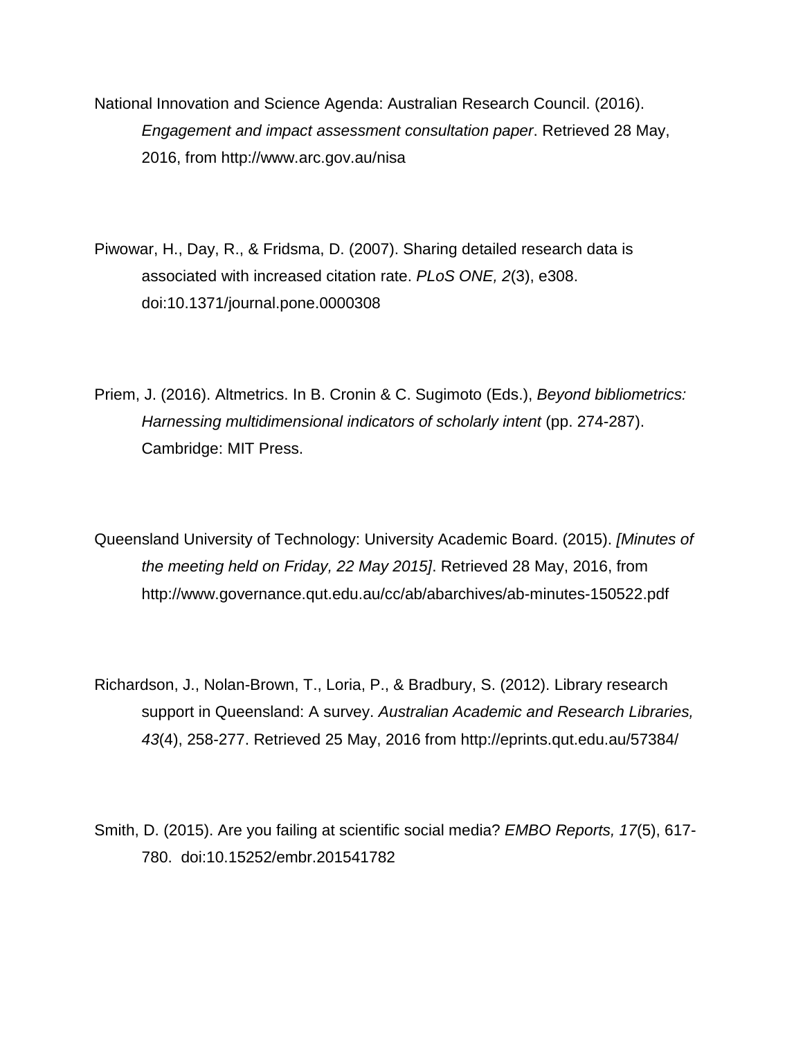National Innovation and Science Agenda: Australian Research Council. (2016). *Engagement and impact assessment consultation paper*. Retrieved 28 May, 2016, from http://www.arc.gov.au/nisa

Piwowar, H., Day, R., & Fridsma, D. (2007). Sharing detailed research data is associated with increased citation rate. *PLoS ONE, 2*(3), e308. doi:10.1371/journal.pone.0000308

Priem, J. (2016). Altmetrics. In B. Cronin & C. Sugimoto (Eds.), *Beyond bibliometrics: Harnessing multidimensional indicators of scholarly intent* (pp. 274-287). Cambridge: MIT Press.

Queensland University of Technology: University Academic Board. (2015). *[Minutes of the meeting held on Friday, 22 May 2015]*. Retrieved 28 May, 2016, from http://www.governance.qut.edu.au/cc/ab/abarchives/ab-minutes-150522.pdf

Richardson, J., Nolan-Brown, T., Loria, P., & Bradbury, S. (2012). Library research support in Queensland: A survey. *Australian Academic and Research Libraries, 43*(4), 258-277. Retrieved 25 May, 2016 from http://eprints.qut.edu.au/57384/

Smith, D. (2015). Are you failing at scientific social media? *EMBO Reports, 17*(5), 617-780. doi:10.15252/embr.201541782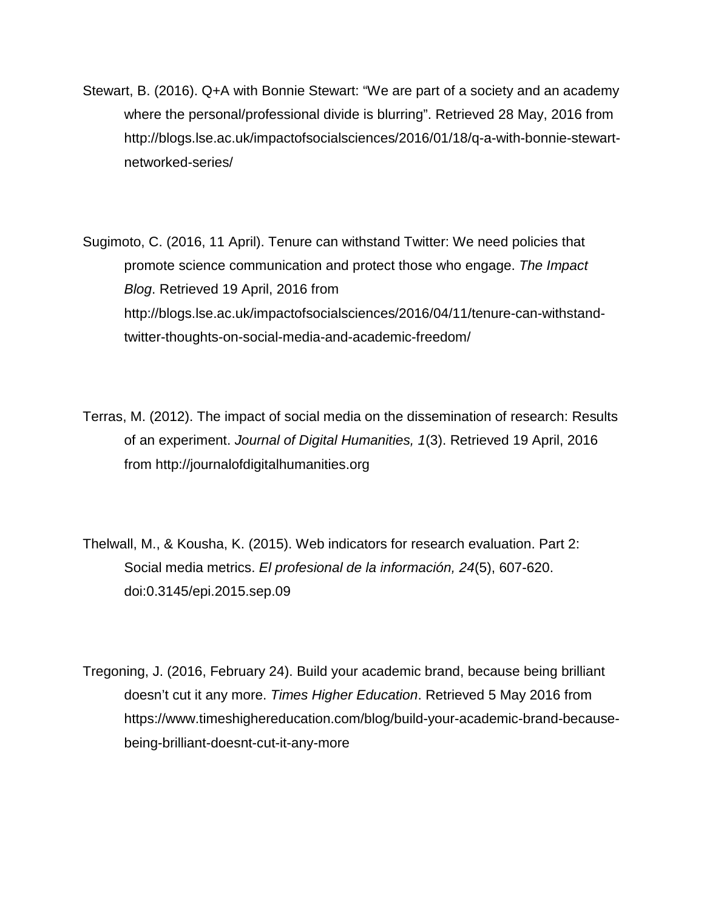Stewart, B. (2016). Q+A with Bonnie Stewart: “We are part of a society and an academy where the personal/professional divide is blurring”. Retrieved 28 May, 2016 from http://blogs.lse.ac.uk/impactofsocialsciences/2016/01/18/q-a-with-bonnie-stewart-networked-series/

Sugimoto, C. (2016, 11 April). Tenure can withstand Twitter: We need policies that promote science communication and protect those who engage. *The Impact Blog*. Retrieved 19 April, 2016 from http://blogs.lse.ac.uk/impactofsocialsciences/2016/04/11/tenure-can-withstand-twitter-thoughts-on-social-media-and-academic-freedom/

Terras, M. (2012). The impact of social media on the dissemination of research: Results of an experiment. *Journal of Digital Humanities, 1*(3). Retrieved 19 April, 2016 from http://journalofdigitalhumanities.org

Thelwall, M., & Kousha, K. (2015). Web indicators for research evaluation. Part 2: Social media metrics. *El profesional de la información, 24*(5), 607-620. doi:0.3145/epi.2015.sep.09

Tregoning, J. (2016, February 24). Build your academic brand, because being brilliant doesn’t cut it any more. *Times Higher Education*. Retrieved 5 May 2016 from https://www.timeshighereducation.com/blog/build-your-academic-brand-because-being-brilliant-doesnt-cut-it-any-more